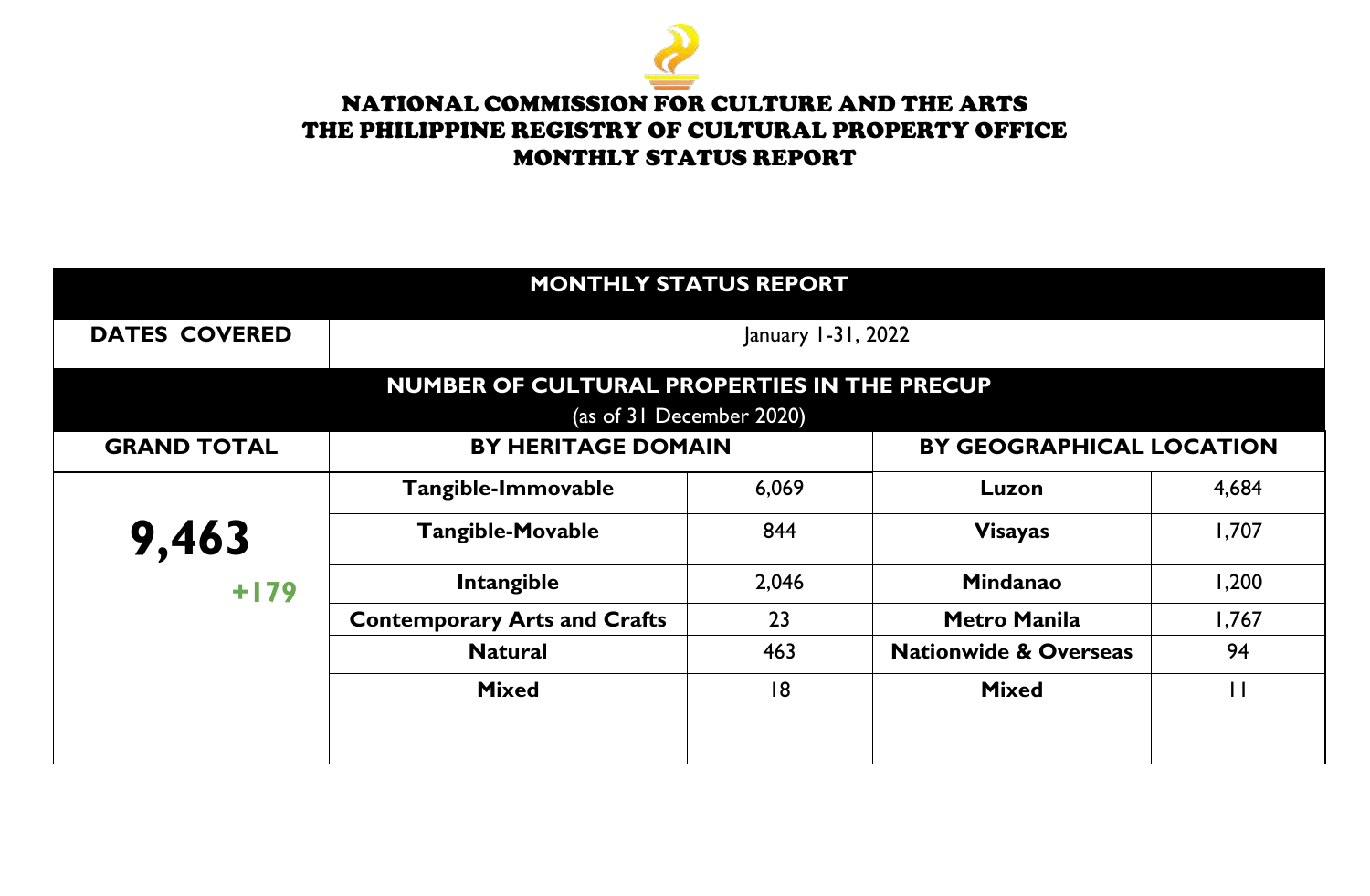# NATIONAL COMMISSION FOR CULTURE AND THE ARTS
# THE PHILIPPINE REGISTRY OF CULTURAL PROPERTY OFFICE
# MONTHLY STATUS REPORT

| MONTHLY STATUS REPORT | | | | |
|---|---|---|---|---|
| **DATES COVERED** | January 1-31, 2022 | | | |
| **NUMBER OF CULTURAL PROPERTIES IN THE PRECUP** (as of 31 December 2020) | | | | |
| **GRAND TOTAL** | **BY HERITAGE DOMAIN** | | **BY GEOGRAPHICAL LOCATION** | |
| **9,463** **+179** | **Tangible-Immovable** | 6,069 | **Luzon** | 4,684 |
| | **Tangible-Movable** | 844 | **Visayas** | 1,707 |
| | **Intangible** | 2,046 | **Mindanao** | 1,200 |
| | **Contemporary Arts and Crafts** | 23 | **Metro Manila** | 1,767 |
| | **Natural** | 463 | **Nationwide & Overseas** | 94 |
| | **Mixed** | 18 | **Mixed** | 11 |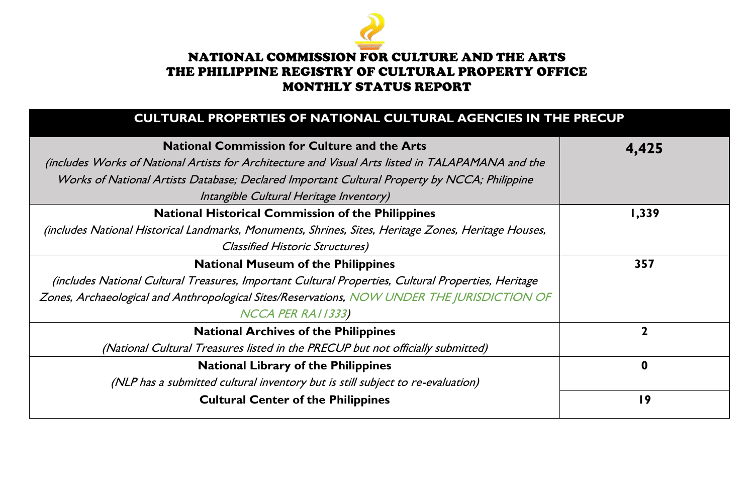# NATIONAL COMMISSION FOR CULTURE AND THE ARTS
# THE PHILIPPINE REGISTRY OF CULTURAL PROPERTY OFFICE
# MONTHLY STATUS REPORT

| CULTURAL PROPERTIES OF NATIONAL CULTURAL AGENCIES IN THE PRECUP | |
|---|---|
| **National Commission for Culture and the Arts**<br>*(includes Works of National Artists for Architecture and Visual Arts listed in TALAPAMANA and the Works of National Artists Database; Declared Important Cultural Property by NCCA; Philippine Intangible Cultural Heritage Inventory)* | **4,425** |
| **National Historical Commission of the Philippines**<br>*(includes National Historical Landmarks, Monuments, Shrines, Sites, Heritage Zones, Heritage Houses, Classified Historic Structures)* | **1,339** |
| **National Museum of the Philippines**<br>*(includes National Cultural Treasures, Important Cultural Properties, Cultural Properties, Heritage Zones, Archaeological and Anthropological Sites/Reservations, NOW UNDER THE JURISDICTION OF NCCA PER RA11333)* | **357** |
| **National Archives of the Philippines**<br>*(National Cultural Treasures listed in the PRECUP but not officially submitted)* | **2** |
| **National Library of the Philippines**<br>*(NLP has a submitted cultural inventory but is still subject to re-evaluation)* | **0** |
| **Cultural Center of the Philippines** | **19** |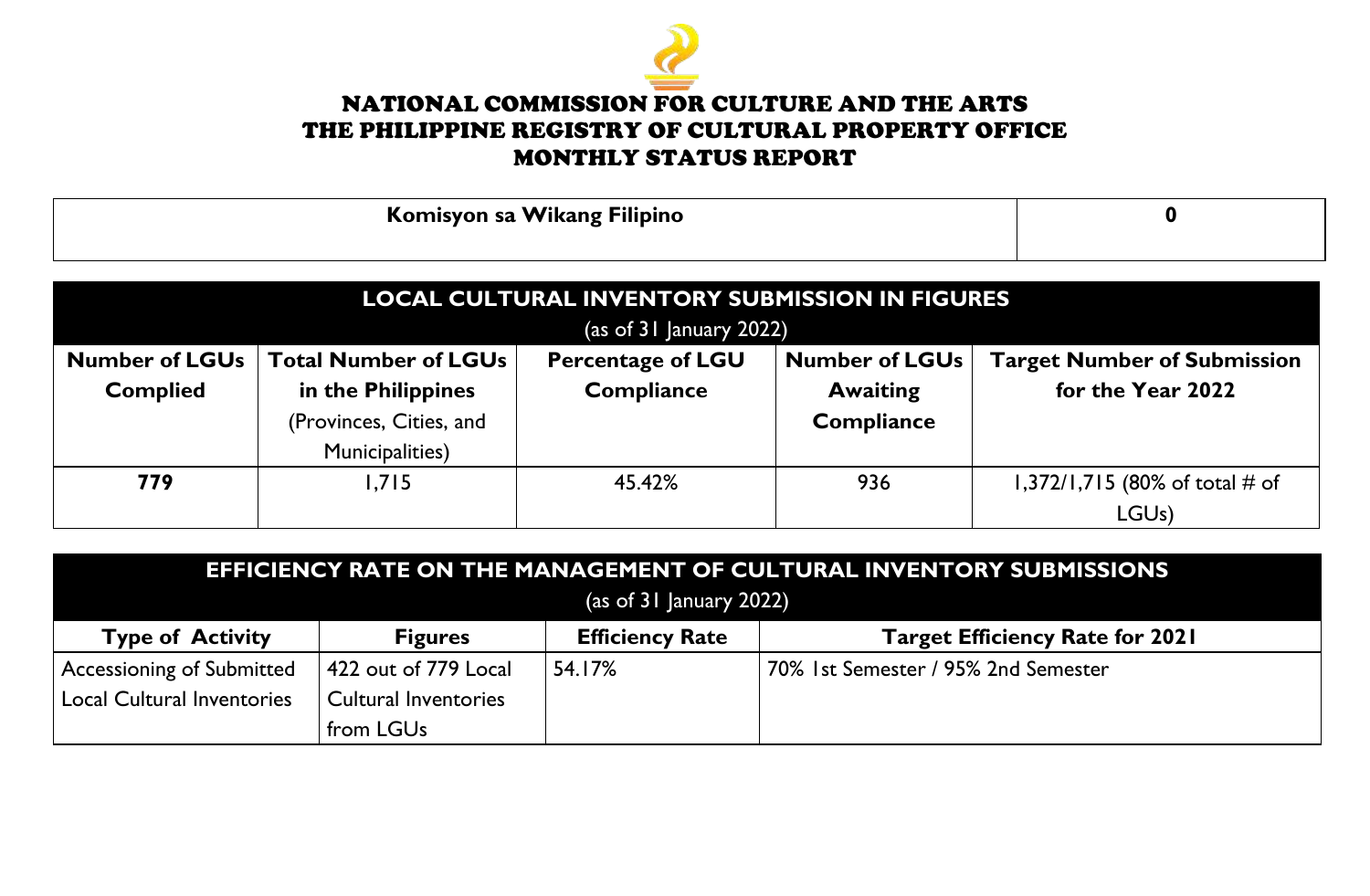# NATIONAL COMMISSION FOR CULTURE AND THE ARTS
# THE PHILIPPINE REGISTRY OF CULTURAL PROPERTY OFFICE
# MONTHLY STATUS REPORT

| **Komisyon sa Wikang Filipino** | **0** |
|---|---|

| **LOCAL CULTURAL INVENTORY SUBMISSION IN FIGURES** (as of 31 January 2022) | | | | |
|---|---|---|---|---|
| **Number of LGUs Complied** | **Total Number of LGUs in the Philippines** (Provinces, Cities, and Municipalities) | **Percentage of LGU Compliance** | **Number of LGUs Awaiting Compliance** | **Target Number of Submission for the Year 2022** |
| **779** | 1,715 | 45.42% | 936 | 1,372/1,715 (80% of total # of LGUs) |

| **EFFICIENCY RATE ON THE MANAGEMENT OF CULTURAL INVENTORY SUBMISSIONS** (as of 31 January 2022) | | | |
|---|---|---|---|
| **Type of Activity** | **Figures** | **Efficiency Rate** | **Target Efficiency Rate for 2021** |
| Accessioning of Submitted Local Cultural Inventories | 422 out of 779 Local Cultural Inventories from LGUs | 54.17% | 70% 1st Semester / 95% 2nd Semester |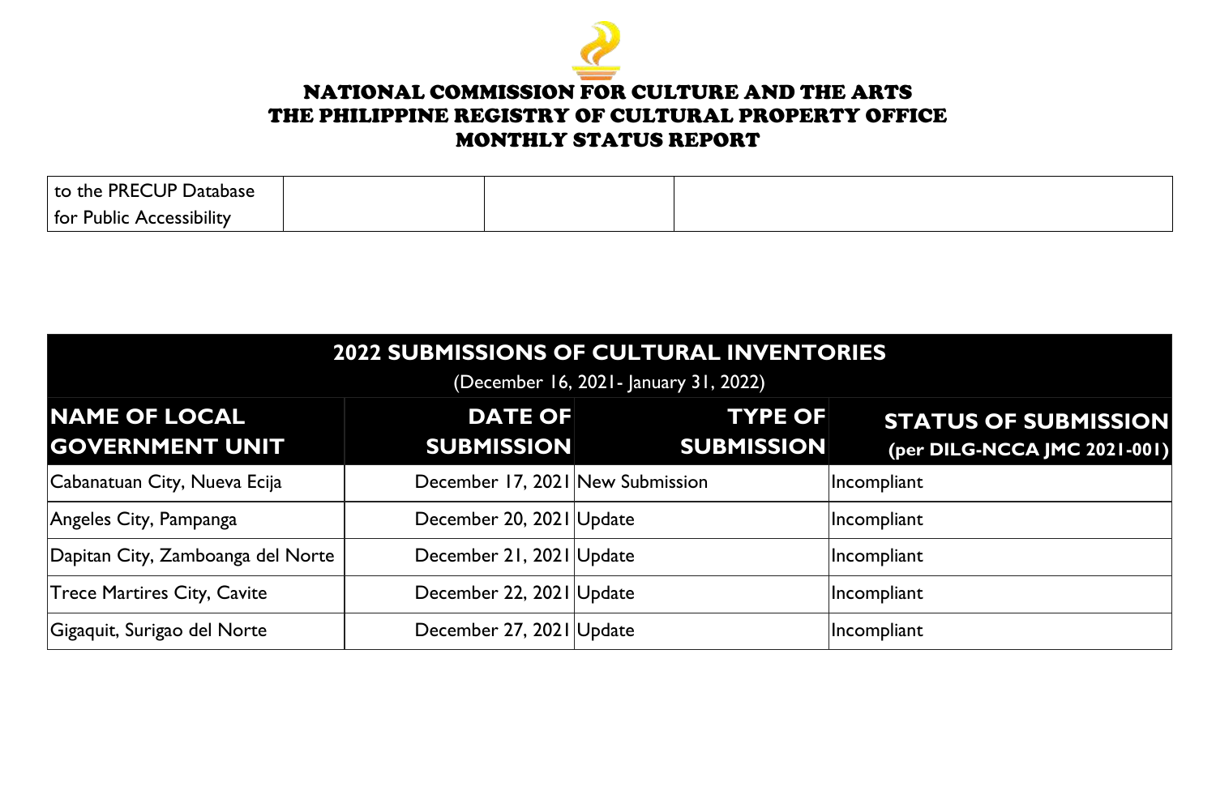# NATIONAL COMMISSION FOR CULTURE AND THE ARTS
# THE PHILIPPINE REGISTRY OF CULTURAL PROPERTY OFFICE
# MONTHLY STATUS REPORT

| to the PRECUP Database for Public Accessibility | | | |
|---|---|---|---|

| **2022 SUBMISSIONS OF CULTURAL INVENTORIES** (December 16, 2021- January 31, 2022) | | | |
|---|---|---|---|
| **NAME OF LOCAL GOVERNMENT UNIT** | **DATE OF SUBMISSION** | **TYPE OF SUBMISSION** | **STATUS OF SUBMISSION (per DILG-NCCA JMC 2021-001)** |
| Cabanatuan City, Nueva Ecija | December 17, 2021 | New Submission | Incompliant |
| Angeles City, Pampanga | December 20, 2021 | Update | Incompliant |
| Dapitan City, Zamboanga del Norte | December 21, 2021 | Update | Incompliant |
| Trece Martires City, Cavite | December 22, 2021 | Update | Incompliant |
| Gigaquit, Surigao del Norte | December 27, 2021 | Update | Incompliant |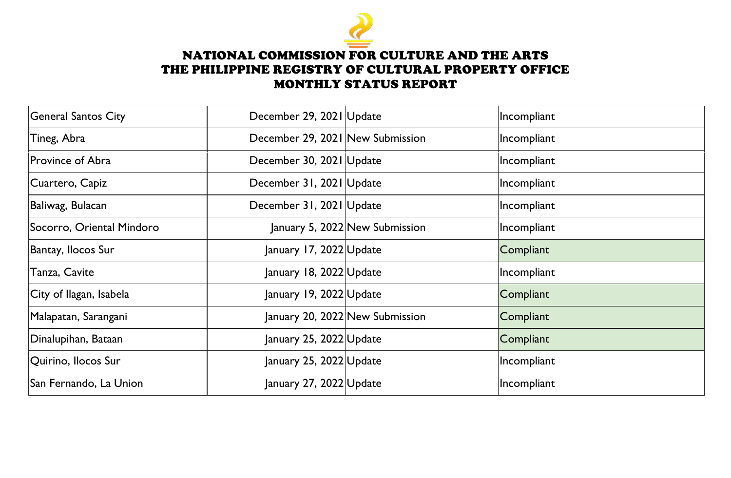# NATIONAL COMMISSION FOR CULTURE AND THE ARTS
# THE PHILIPPINE REGISTRY OF CULTURAL PROPERTY OFFICE
# MONTHLY STATUS REPORT

| | | | |
|---|---|---|---|
| General Santos City | December 29, 2021 | Update | Incompliant |
| Tineg, Abra | December 29, 2021 | New Submission | Incompliant |
| Province of Abra | December 30, 2021 | Update | Incompliant |
| Cuartero, Capiz | December 31, 2021 | Update | Incompliant |
| Baliwag, Bulacan | December 31, 2021 | Update | Incompliant |
| Socorro, Oriental Mindoro | January 5, 2022 | New Submission | Incompliant |
| Bantay, Ilocos Sur | January 17, 2022 | Update | Compliant |
| Tanza, Cavite | January 18, 2022 | Update | Incompliant |
| City of Ilagan, Isabela | January 19, 2022 | Update | Compliant |
| Malapatan, Sarangani | January 20, 2022 | New Submission | Compliant |
| Dinalupihan, Bataan | January 25, 2022 | Update | Compliant |
| Quirino, Ilocos Sur | January 25, 2022 | Update | Incompliant |
| San Fernando, La Union | January 27, 2022 | Update | Incompliant |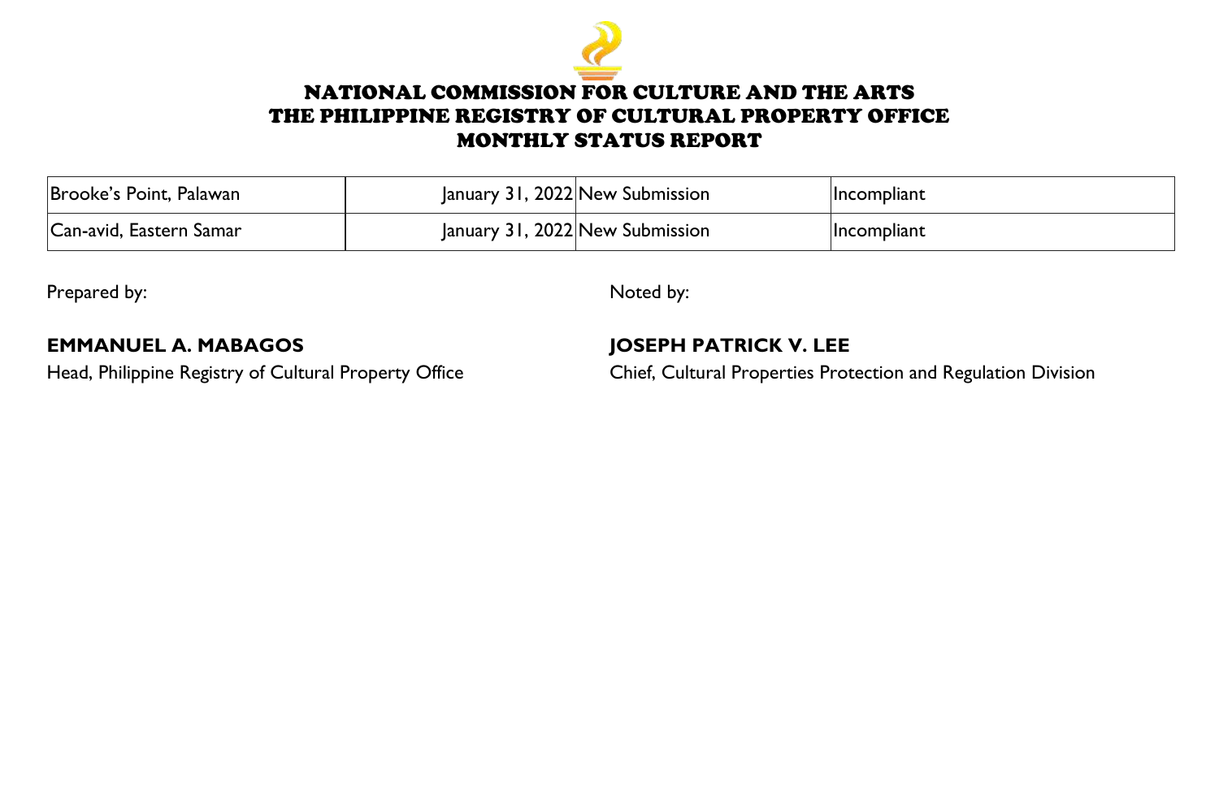# NATIONAL COMMISSION FOR CULTURE AND THE ARTS
# THE PHILIPPINE REGISTRY OF CULTURAL PROPERTY OFFICE
# MONTHLY STATUS REPORT

| | | | |
|---|---|---|---|
| Brooke's Point, Palawan | January 31, 2022 | New Submission | Incompliant |
| Can-avid, Eastern Samar | January 31, 2022 | New Submission | Incompliant |

Prepared by:

**EMMANUEL A. MABAGOS**
Head, Philippine Registry of Cultural Property Office

Noted by:

**JOSEPH PATRICK V. LEE**
Chief, Cultural Properties Protection and Regulation Division